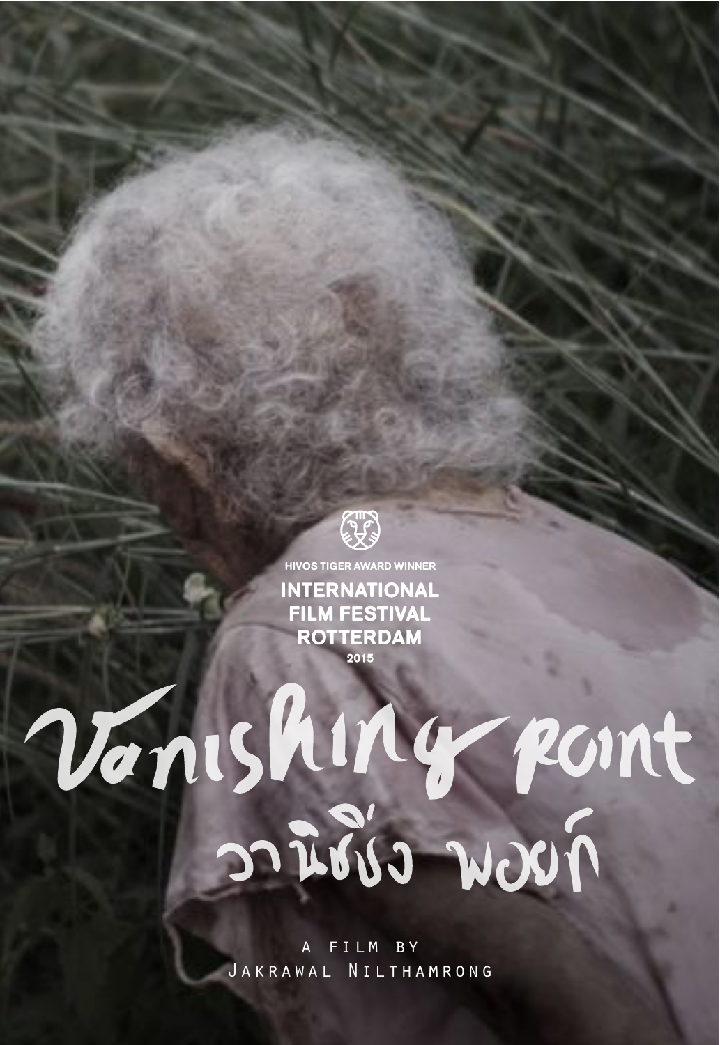HIVOS TIGER AWARD WINNER

**INTERNATIONAL FILM FESTIVAL ROTTERDAM**

2015

# Vanishing Point

# วานิชชิ่ง พอยท์

A FILM BY

JAKRAWAL NILTHAMRONG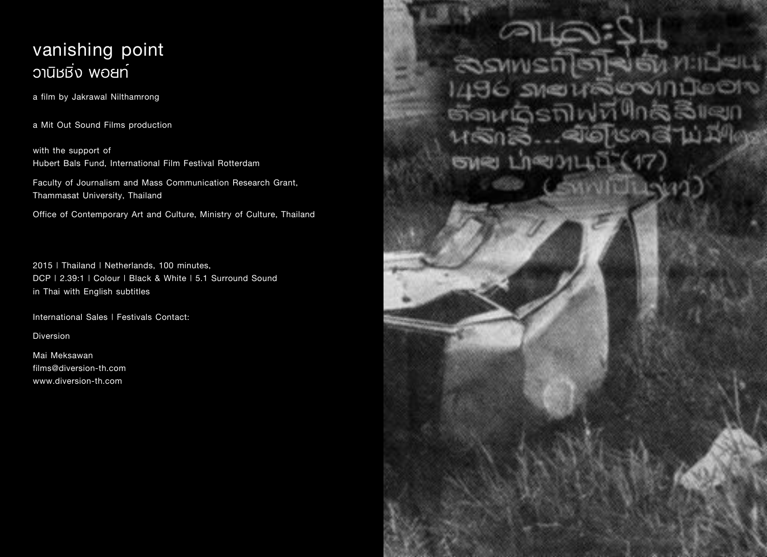# vanishing point
# วานิชชิ่ง พอยท์

a film by Jakrawal Nilthamrong

a Mit Out Sound Films production

with the support of
Hubert Bals Fund, International Film Festival Rotterdam

Faculty of Journalism and Mass Communication Research Grant,
Thammasat University, Thailand

Office of Contemporary Art and Culture, Ministry of Culture, Thailand

2015 | Thailand | Netherlands, 100 minutes,
DCP | 2.39:1 | Colour | Black & White | 5.1 Surround Sound
in Thai with English subtitles

International Sales | Festivals Contact:

Diversion

Mai Meksawan
films@diversion-th.com
www.diversion-th.com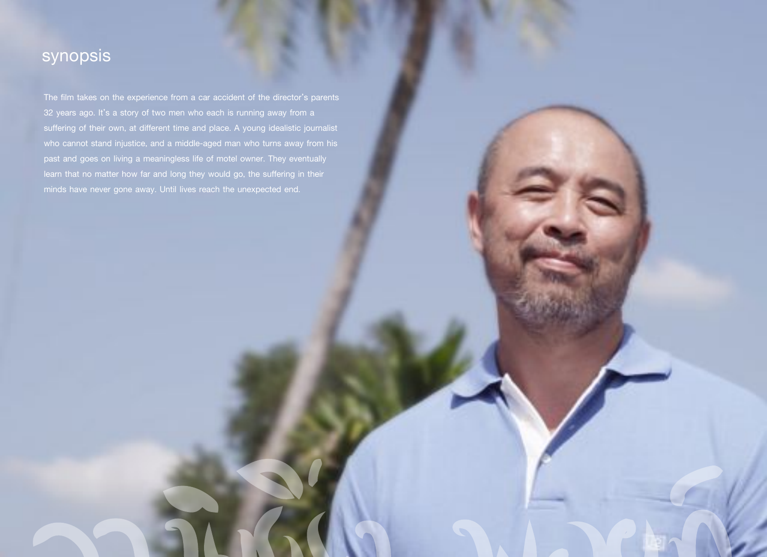## synopsis

The film takes on the experience from a car accident of the director's parents 32 years ago. It's a story of two men who each is running away from a suffering of their own, at different time and place. A young idealistic journalist who cannot stand injustice, and a middle-aged man who turns away from his past and goes on living a meaningless life of motel owner. They eventually learn that no matter how far and long they would go, the suffering in their minds have never gone away. Until lives reach the unexpected end.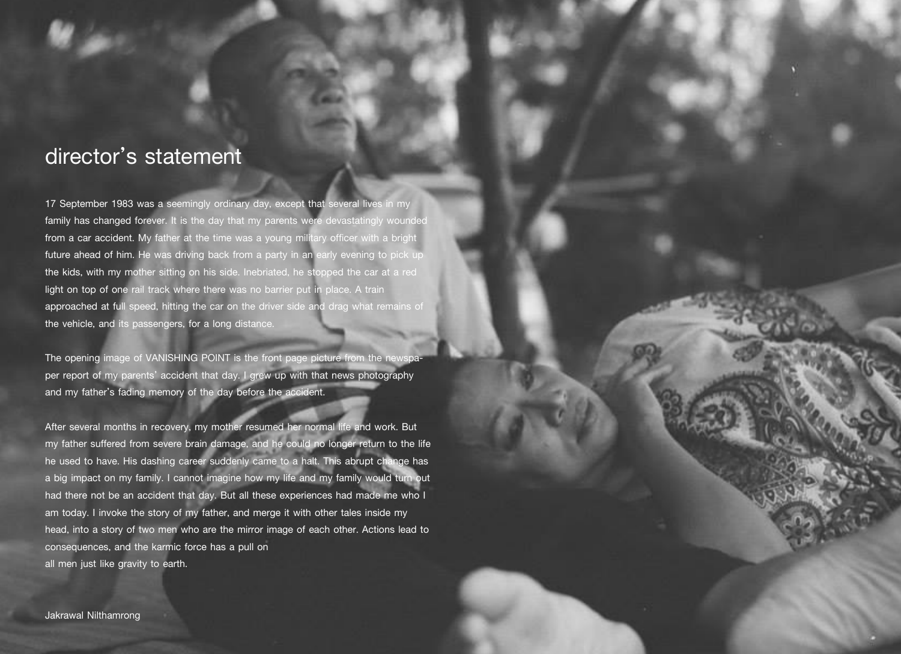# director's statement

17 September 1983 was a seemingly ordinary day, except that several lives in my family has changed forever. It is the day that my parents were devastatingly wounded from a car accident. My father at the time was a young military officer with a bright future ahead of him. He was driving back from a party in an early evening to pick up the kids, with my mother sitting on his side. Inebriated, he stopped the car at a red light on top of one rail track where there was no barrier put in place. A train approached at full speed, hitting the car on the driver side and drag what remains of the vehicle, and its passengers, for a long distance.

The opening image of VANISHING POINT is the front page picture from the newspaper report of my parents' accident that day. I grew up with that news photography and my father's fading memory of the day before the accident.

After several months in recovery, my mother resumed her normal life and work. But my father suffered from severe brain damage, and he could no longer return to the life he used to have. His dashing career suddenly came to a halt. This abrupt change has a big impact on my family. I cannot imagine how my life and my family would turn out had there not be an accident that day. But all these experiences had made me who I am today. I invoke the story of my father, and merge it with other tales inside my head, into a story of two men who are the mirror image of each other. Actions lead to consequences, and the karmic force has a pull on all men just like gravity to earth.

Jakrawal Nilthamrong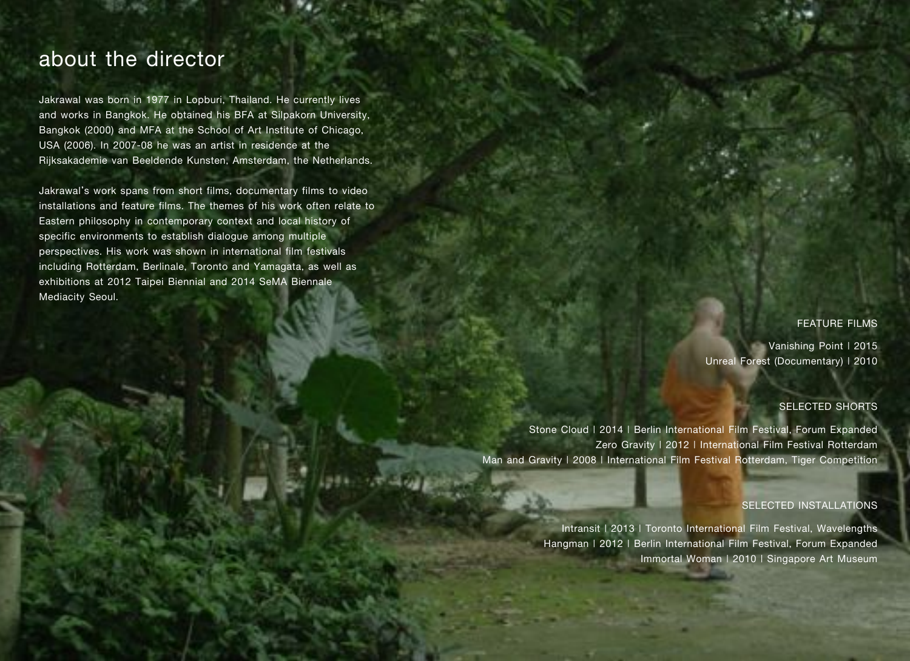# about the director

Jakrawal was born in 1977 in Lopburi, Thailand. He currently lives and works in Bangkok. He obtained his BFA at Silpakorn University, Bangkok (2000) and MFA at the School of Art Institute of Chicago, USA (2006). In 2007-08 he was an artist in residence at the Rijksakademie van Beeldende Kunsten, Amsterdam, the Netherlands.

Jakrawal's work spans from short films, documentary films to video installations and feature films. The themes of his work often relate to Eastern philosophy in contemporary context and local history of specific environments to establish dialogue among multiple perspectives. His work was shown in international film festivals including Rotterdam, Berlinale, Toronto and Yamagata, as well as exhibitions at 2012 Taipei Biennial and 2014 SeMA Biennale Mediacity Seoul.

## FEATURE FILMS

Vanishing Point | 2015
Unreal Forest (Documentary) | 2010

## SELECTED SHORTS

Stone Cloud | 2014 | Berlin International Film Festival, Forum Expanded
Zero Gravity | 2012 | International Film Festival Rotterdam
Man and Gravity | 2008 | International Film Festival Rotterdam, Tiger Competition

## SELECTED INSTALLATIONS

Intransit | 2013 | Toronto International Film Festival, Wavelengths
Hangman | 2012 | Berlin International Film Festival, Forum Expanded
Immortal Woman | 2010 | Singapore Art Museum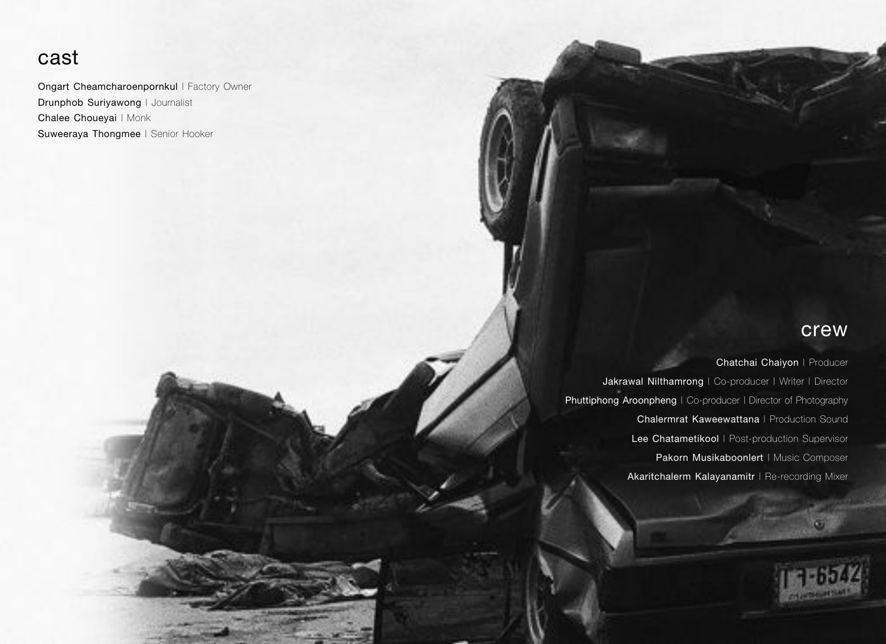## cast

Ongart Cheamcharoenpornkul | Factory Owner
Drunphob Suriyawong | Journalist
Chalee Choueyai | Monk
Suweeraya Thongmee | Senior Hooker

## crew

Chatchai Chaiyon | Producer
Jakrawal Nilthamrong | Co-producer | Writer | Director
Phuttiphong Aroonpheng | Co-producer | Director of Photography
Chalermrat Kaweewattana | Production Sound
Lee Chatametikool | Post-production Supervisor
Pakorn Musikaboonlert | Music Composer
Akaritchalerm Kalayanamitr | Re-recording Mixer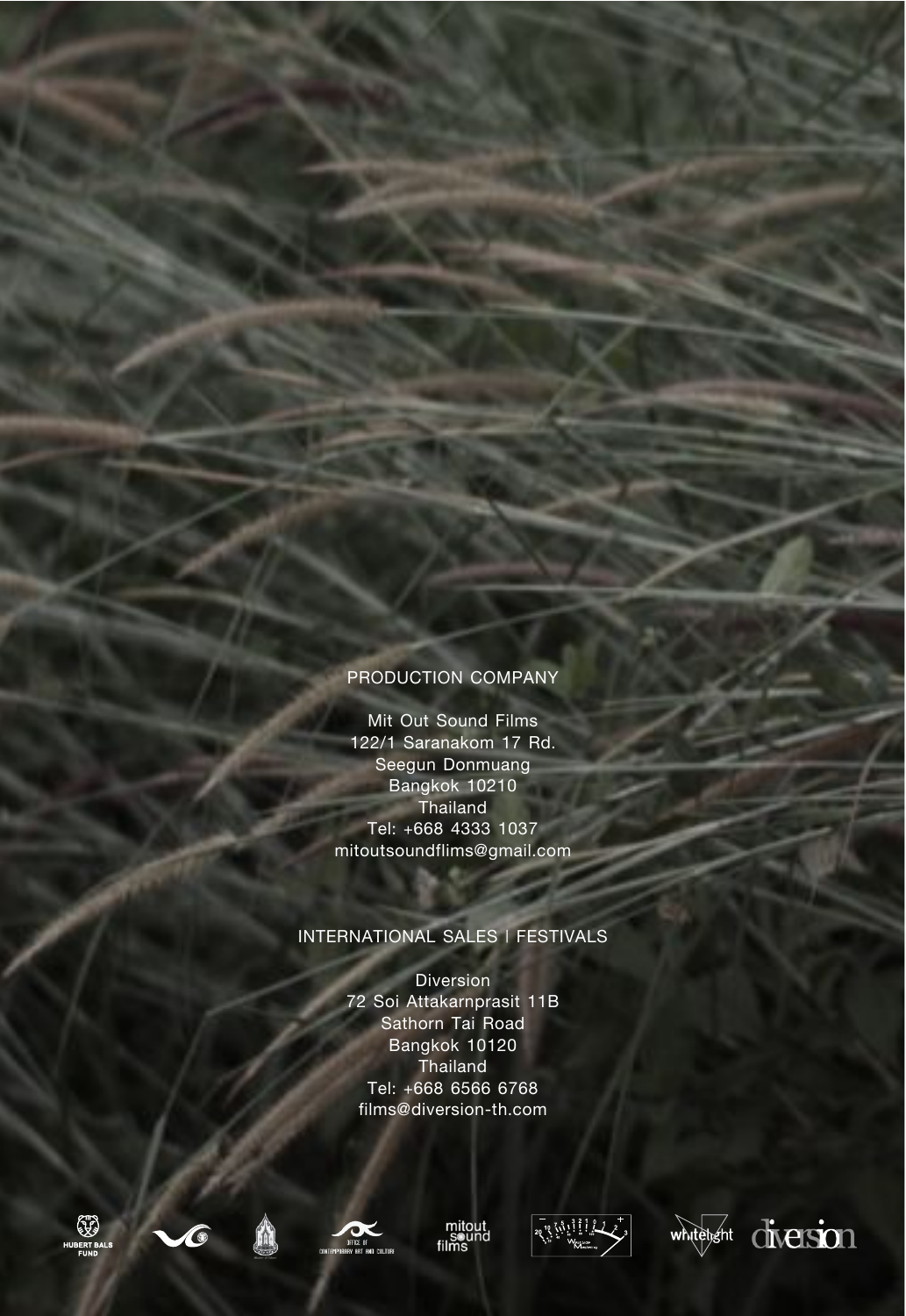PRODUCTION COMPANY

Mit Out Sound Films
122/1 Saranakom 17 Rd.
Seegun Donmuang
Bangkok 10210
Thailand
Tel: +668 4333 1037
mitoutsoundflims@gmail.com

INTERNATIONAL SALES | FESTIVALS

Diversion
72 Soi Attakarnprasit 11B
Sathorn Tai Road
Bangkok 10120
Thailand
Tel: +668 6566 6768
films@diversion-th.com

HUBERT BALS FUND

OFFICE OF CONTEMPORARY ART AND CULTURE

mitout sound films

whitelight

diversion